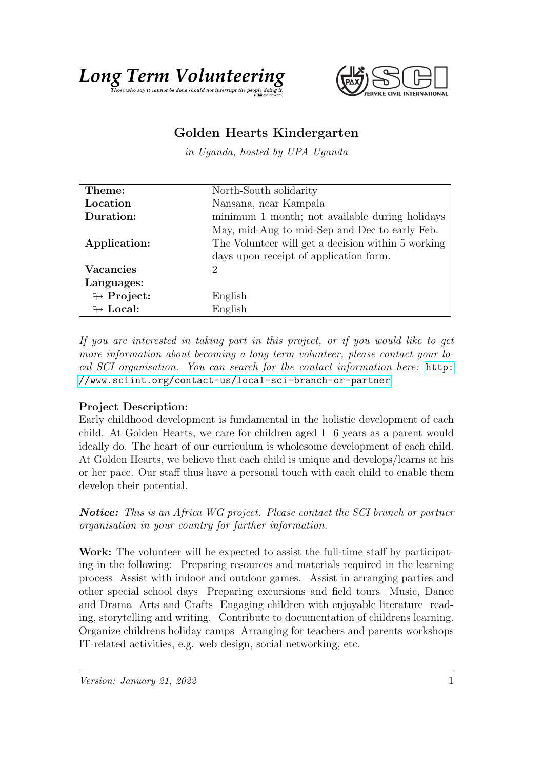**Long Term Volunteering**

*Those who say it cannot be done should not interrupt the people doing it.* (Chinese proverb)

# Golden Hearts Kindergarten

*in Uganda, hosted by UPA Uganda*

| | |
|---|---|
| **Theme:** | North-South solidarity |
| **Location** | Nansana, near Kampala |
| **Duration:** | minimum 1 month; not available during holidays May, mid-Aug to mid-Sep and Dec to early Feb. |
| **Application:** | The Volunteer will get a decision within 5 working days upon receipt of application form. |
| **Vacancies** | 2 |
| **Languages:** | |
| ↬ **Project:** | English |
| ↬ **Local:** | English |

*If you are interested in taking part in this project, or if you would like to get more information about becoming a long term volunteer, please contact your local SCI organisation. You can search for the contact information here:* http://www.sciint.org/contact-us/local-sci-branch-or-partner

**Project Description:**
Early childhood development is fundamental in the holistic development of each child. At Golden Hearts, we care for children aged 1 6 years as a parent would ideally do. The heart of our curriculum is wholesome development of each child. At Golden Hearts, we believe that each child is unique and develops/learns at his or her pace. Our staff thus have a personal touch with each child to enable them develop their potential.

***Notice:*** *This is an Africa WG project. Please contact the SCI branch or partner organisation in your country for further information.*

**Work:** The volunteer will be expected to assist the full-time staff by participating in the following: Preparing resources and materials required in the learning process Assist with indoor and outdoor games. Assist in arranging parties and other special school days Preparing excursions and field tours Music, Dance and Drama Arts and Crafts Engaging children with enjoyable literature reading, storytelling and writing. Contribute to documentation of childrens learning. Organize childrens holiday camps Arranging for teachers and parents workshops IT-related activities, e.g. web design, social networking, etc.

*Version: January 21, 2022*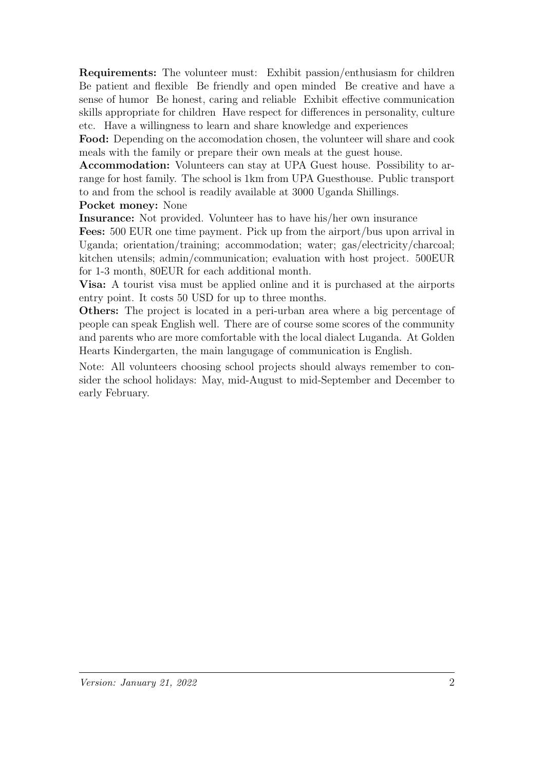**Requirements:** The volunteer must:  Exhibit passion/enthusiasm for children  Be patient and flexible  Be friendly and open minded  Be creative and have a sense of humor  Be honest, caring and reliable  Exhibit effective communication skills appropriate for children  Have respect for differences in personality, culture etc.  Have a willingness to learn and share knowledge and experiences

**Food:** Depending on the accomodation chosen, the volunteer will share and cook meals with the family or prepare their own meals at the guest house.

**Accommodation:** Volunteers can stay at UPA Guest house. Possibility to arrange for host family. The school is 1km from UPA Guesthouse. Public transport to and from the school is readily available at 3000 Uganda Shillings.

**Pocket money:** None

**Insurance:** Not provided. Volunteer has to have his/her own insurance

**Fees:** 500 EUR one time payment. Pick up from the airport/bus upon arrival in Uganda; orientation/training; accommodation; water; gas/electricity/charcoal; kitchen utensils; admin/communication; evaluation with host project. 500EUR for 1-3 month, 80EUR for each additional month.

**Visa:** A tourist visa must be applied online and it is purchased at the airports entry point. It costs 50 USD for up to three months.

**Others:** The project is located in a peri-urban area where a big percentage of people can speak English well. There are of course some scores of the community and parents who are more comfortable with the local dialect Luganda. At Golden Hearts Kindergarten, the main langugage of communication is English.

Note: All volunteers choosing school projects should always remember to consider the school holidays: May, mid-August to mid-September and December to early February.